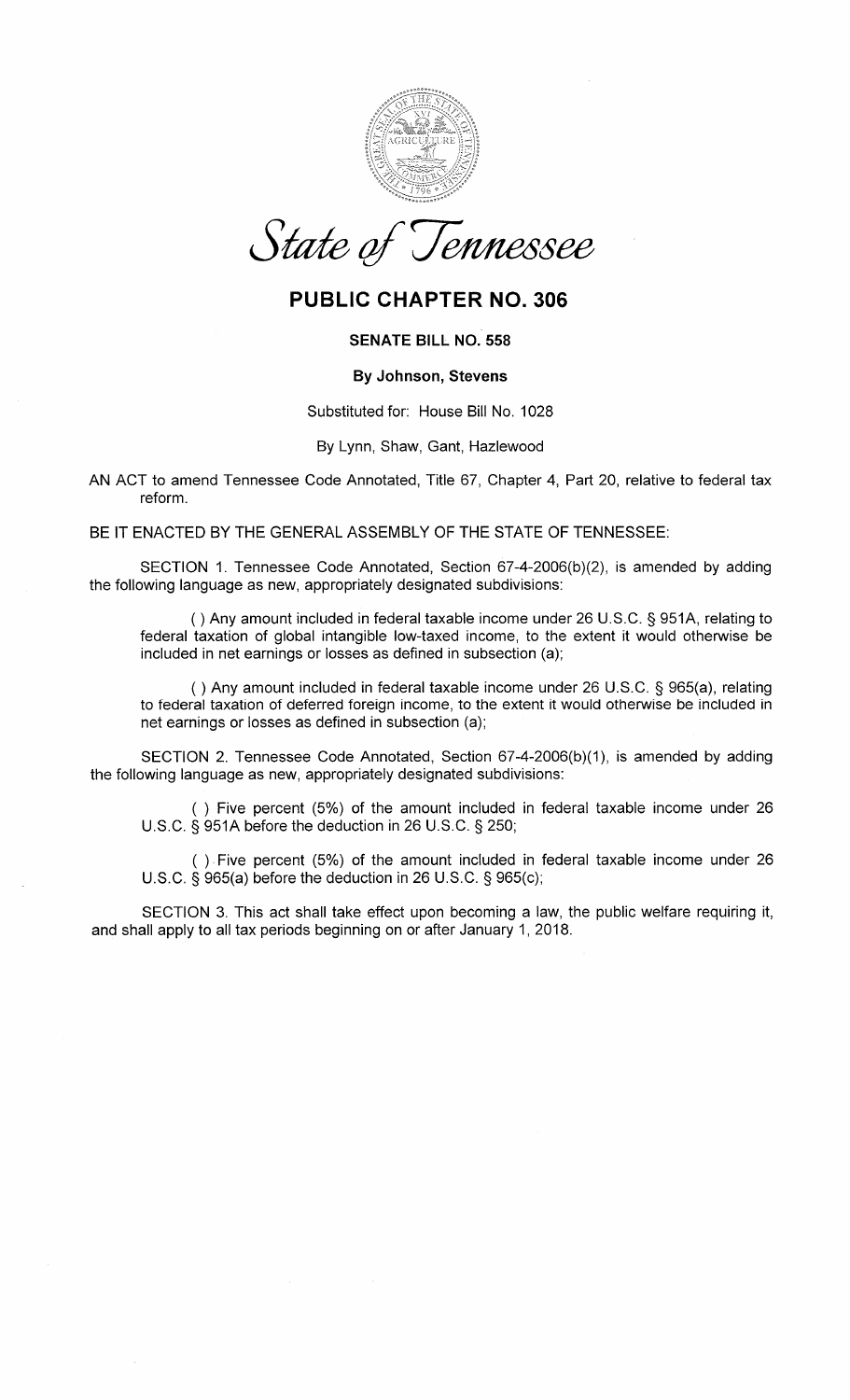*State of Tennessee*

# PUBLIC CHAPTER NO. 306

## SENATE BILL NO. 558

### By Johnson, Stevens

Substituted for: House Bill No. 1028

By Lynn, Shaw, Gant, Hazlewood

AN ACT to amend Tennessee Code Annotated, Title 67, Chapter 4, Part 20, relative to federal tax reform.

BE IT ENACTED BY THE GENERAL ASSEMBLY OF THE STATE OF TENNESSEE:

SECTION 1. Tennessee Code Annotated, Section 67-4-2006(b)(2), is amended by adding the following language as new, appropriately designated subdivisions:

( ) Any amount included in federal taxable income under 26 U.S.C. § 951A, relating to federal taxation of global intangible low-taxed income, to the extent it would otherwise be included in net earnings or losses as defined in subsection (a);

( ) Any amount included in federal taxable income under 26 U.S.C. § 965(a), relating to federal taxation of deferred foreign income, to the extent it would otherwise be included in net earnings or losses as defined in subsection (a);

SECTION 2. Tennessee Code Annotated, Section 67-4-2006(b)(1), is amended by adding the following language as new, appropriately designated subdivisions:

( ) Five percent (5%) of the amount included in federal taxable income under 26 U.S.C. § 951A before the deduction in 26 U.S.C. § 250;

( ) Five percent (5%) of the amount included in federal taxable income under 26 U.S.C. § 965(a) before the deduction in 26 U.S.C. § 965(c);

SECTION 3. This act shall take effect upon becoming a law, the public welfare requiring it, and shall apply to all tax periods beginning on or after January 1, 2018.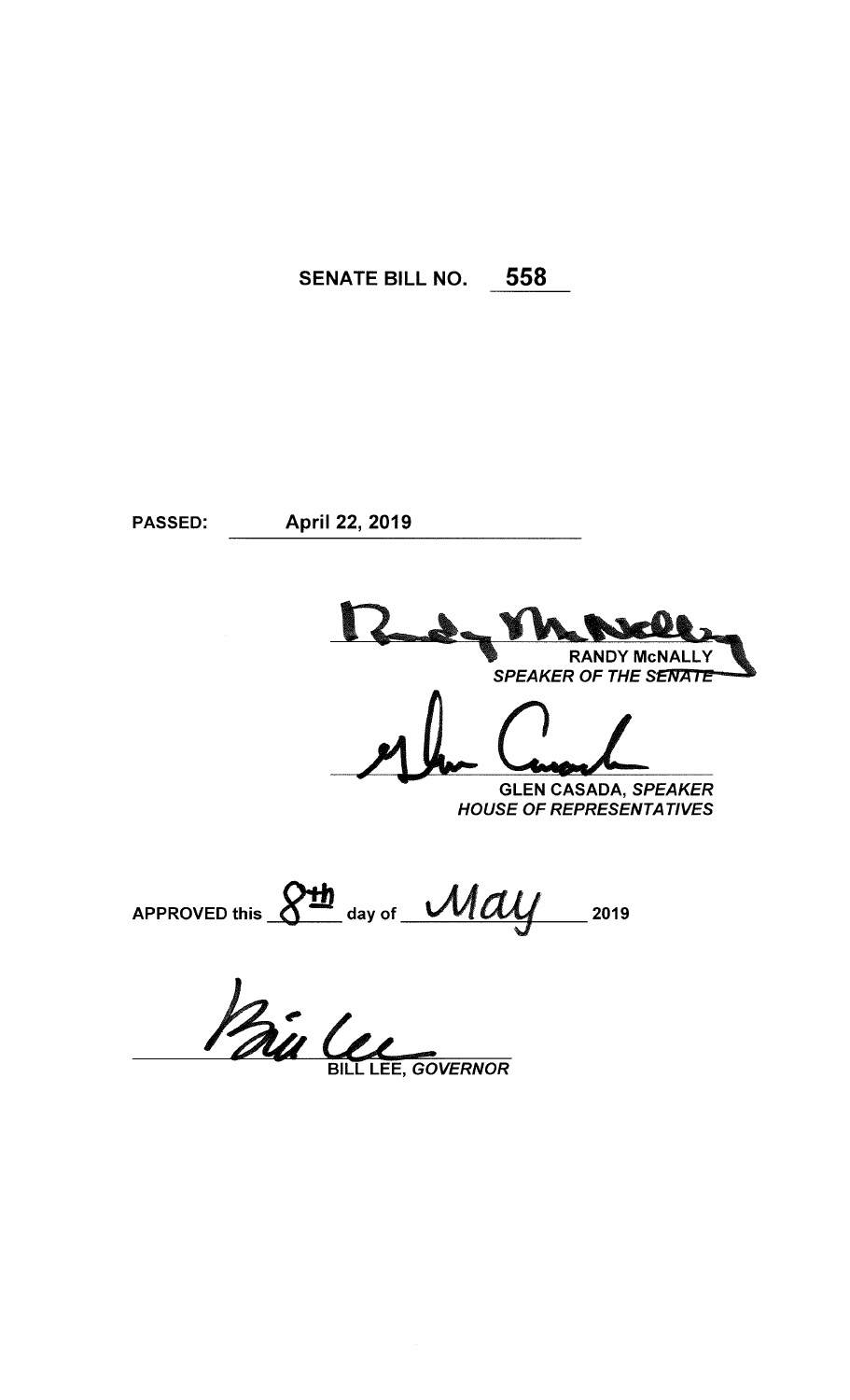**SENATE BILL NO. 558**

**PASSED:** April 22, 2019

RANDY McNALLY
*SPEAKER OF THE SENATE*

GLEN CASADA, *SPEAKER*
*HOUSE OF REPRESENTATIVES*

**APPROVED this** 8th **day of** May **2019**

BILL LEE, *GOVERNOR*